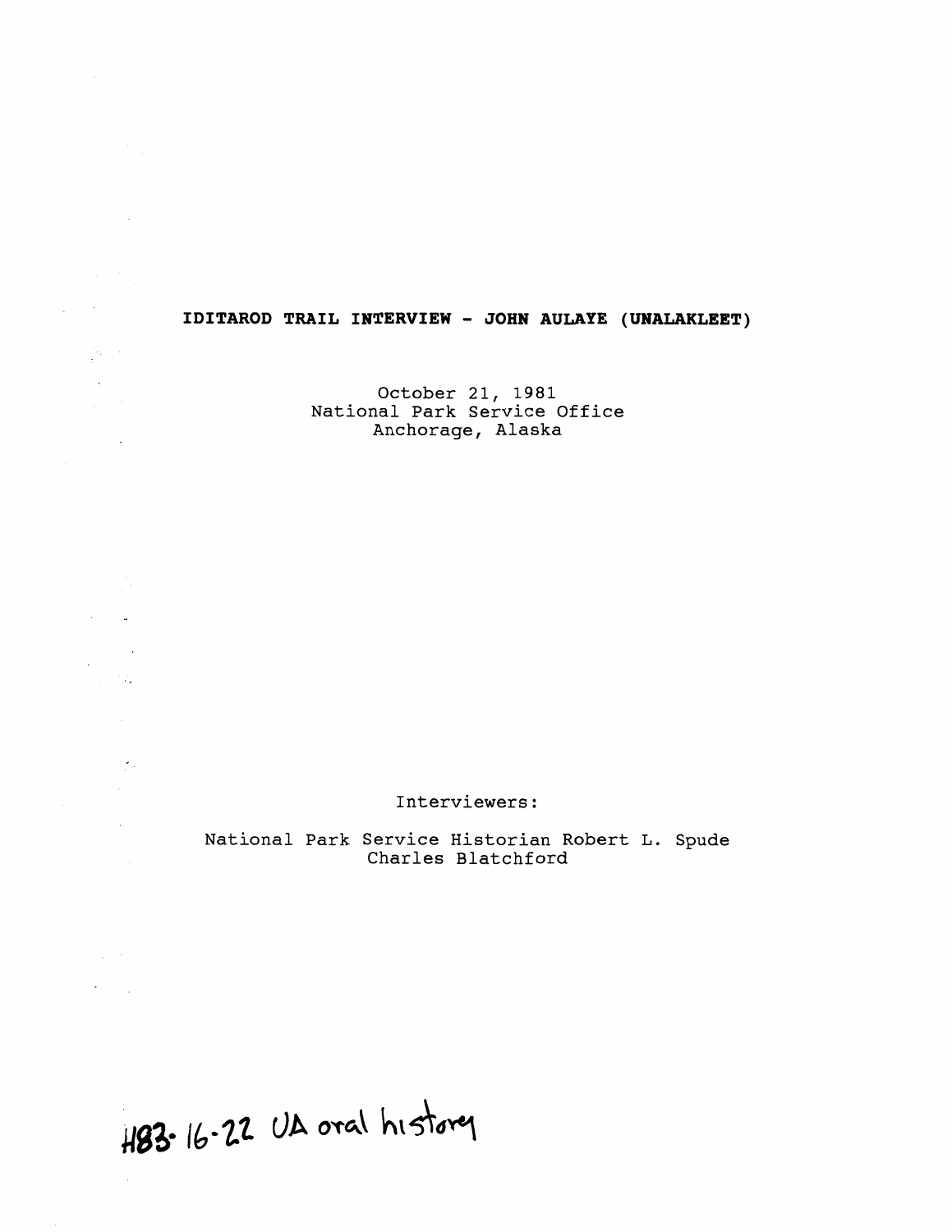# IDITAROD TRAIL INTERVIEW - JOHN AULAYE (UNALAKLEET)

October 21, 1981
National Park Service Office
Anchorage, Alaska

Interviewers:

National Park Service Historian Robert L. Spude
Charles Blatchford

H83-16-22 UA oral history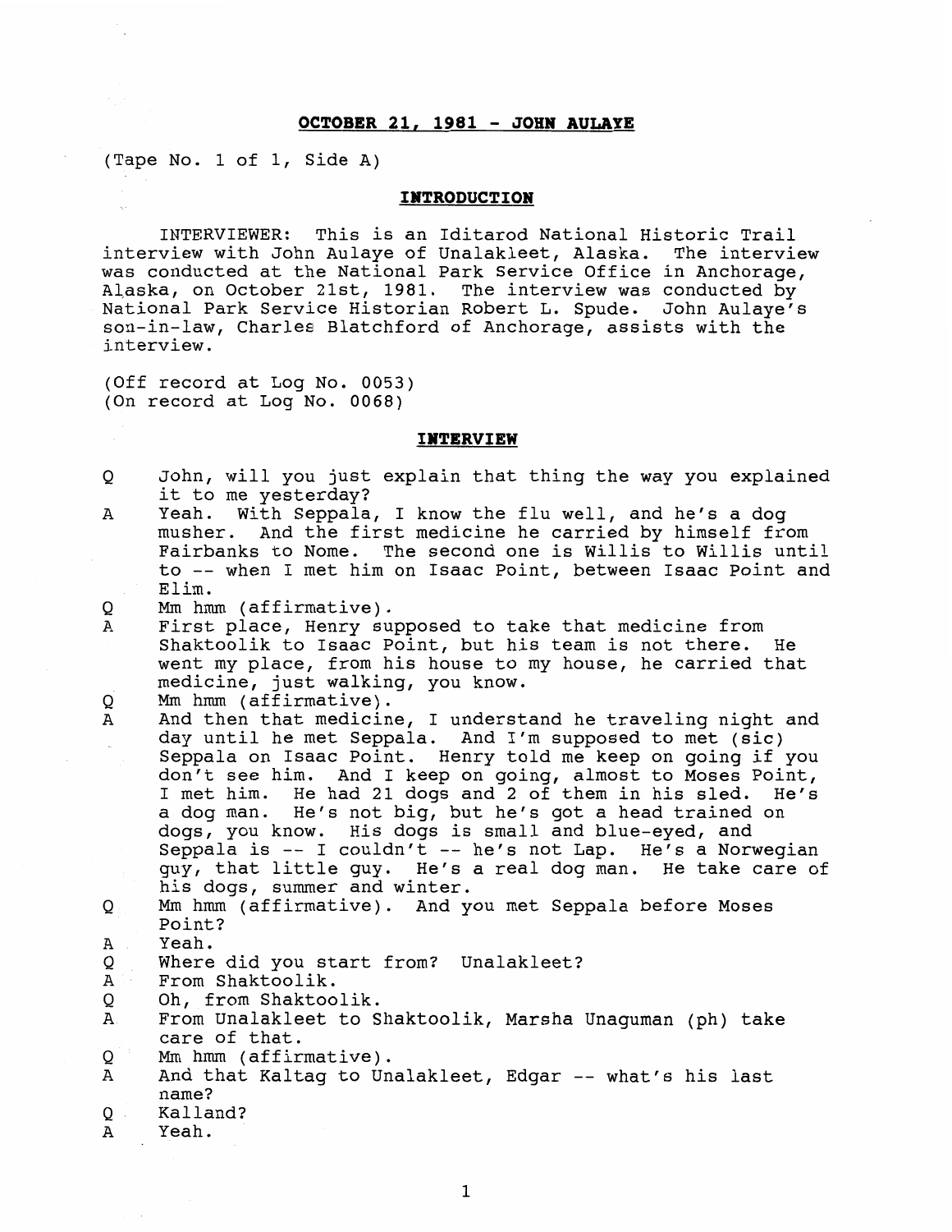## OCTOBER 21, 1981 - JOHN AULAYE

(Tape No. 1 of 1, Side A)

### INTRODUCTION

INTERVIEWER: This is an Iditarod National Historic Trail interview with John Aulaye of Unalakleet, Alaska. The interview was conducted at the National Park Service Office in Anchorage, Alaska, on October 21st, 1981. The interview was conducted by National Park Service Historian Robert L. Spude. John Aulaye's son-in-law, Charles Blatchford of Anchorage, assists with the interview.

(Off record at Log No. 0053)
(On record at Log No. 0068)

### INTERVIEW

Q John, will you just explain that thing the way you explained it to me yesterday?

A Yeah. With Seppala, I know the flu well, and he's a dog musher. And the first medicine he carried by himself from Fairbanks to Nome. The second one is Willis to Willis until to -- when I met him on Isaac Point, between Isaac Point and Elim.

Q Mm hmm (affirmative).

A First place, Henry supposed to take that medicine from Shaktoolik to Isaac Point, but his team is not there. He went my place, from his house to my house, he carried that medicine, just walking, you know.

Q Mm hmm (affirmative).

A And then that medicine, I understand he traveling night and day until he met Seppala. And I'm supposed to met (sic) Seppala on Isaac Point. Henry told me keep on going if you don't see him. And I keep on going, almost to Moses Point, I met him. He had 21 dogs and 2 of them in his sled. He's a dog man. He's not big, but he's got a head trained on dogs, you know. His dogs is small and blue-eyed, and Seppala is -- I couldn't -- he's not Lap. He's a Norwegian guy, that little guy. He's a real dog man. He take care of his dogs, summer and winter.

Q Mm hmm (affirmative). And you met Seppala before Moses Point?

A Yeah.

Q Where did you start from? Unalakleet?

A From Shaktoolik.

Q Oh, from Shaktoolik.

A From Unalakleet to Shaktoolik, Marsha Unaguman (ph) take care of that.

Q Mm hmm (affirmative).

A And that Kaltag to Unalakleet, Edgar -- what's his last name?

Q Kalland?

A Yeah.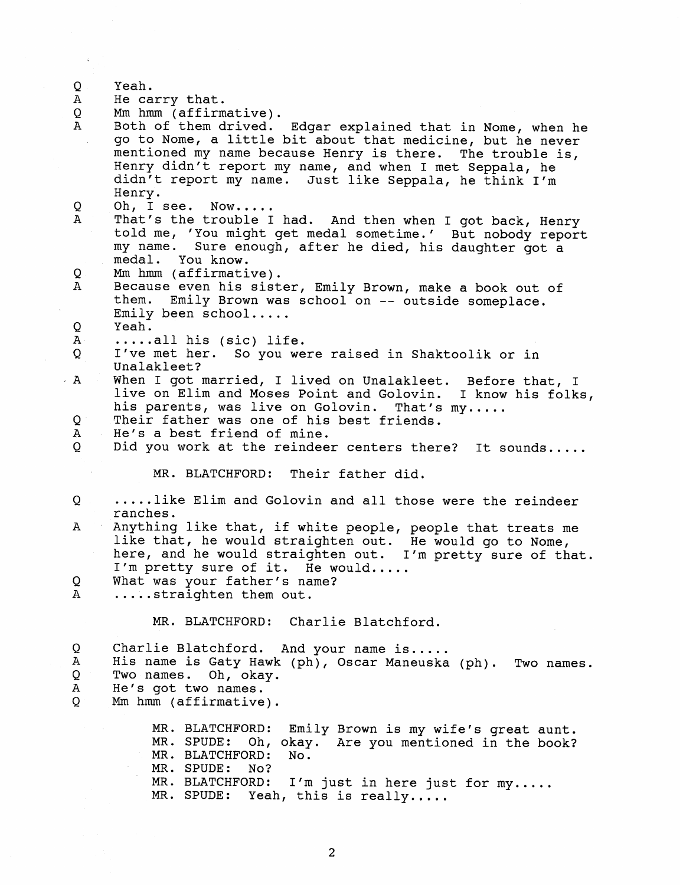Q Yeah.
A He carry that.
Q Mm hmm (affirmative).
A Both of them drived. Edgar explained that in Nome, when he go to Nome, a little bit about that medicine, but he never mentioned my name because Henry is there. The trouble is, Henry didn't report my name, and when I met Seppala, he didn't report my name. Just like Seppala, he think I'm Henry.
Q Oh, I see. Now.....
A That's the trouble I had. And then when I got back, Henry told me, 'You might get medal sometime.' But nobody report my name. Sure enough, after he died, his daughter got a medal. You know.
Q Mm hmm (affirmative).
A Because even his sister, Emily Brown, make a book out of them. Emily Brown was school on -- outside someplace. Emily been school.....
Q Yeah.
A .....all his (sic) life.
Q I've met her. So you were raised in Shaktoolik or in Unalakleet?
A When I got married, I lived on Unalakleet. Before that, I live on Elim and Moses Point and Golovin. I know his folks, his parents, was live on Golovin. That's my.....
Q Their father was one of his best friends.
A He's a best friend of mine.
Q Did you work at the reindeer centers there? It sounds.....

MR. BLATCHFORD: Their father did.

Q .....like Elim and Golovin and all those were the reindeer ranches.
A Anything like that, if white people, people that treats me like that, he would straighten out. He would go to Nome, here, and he would straighten out. I'm pretty sure of that. I'm pretty sure of it. He would.....
Q What was your father's name?
A .....straighten them out.

MR. BLATCHFORD: Charlie Blatchford.

Q Charlie Blatchford. And your name is.....
A His name is Gaty Hawk (ph), Oscar Maneuska (ph). Two names.
Q Two names. Oh, okay.
A He's got two names.
Q Mm hmm (affirmative).

MR. BLATCHFORD: Emily Brown is my wife's great aunt.
MR. SPUDE: Oh, okay. Are you mentioned in the book?
MR. BLATCHFORD: No.
MR. SPUDE: No?
MR. BLATCHFORD: I'm just in here just for my.....
MR. SPUDE: Yeah, this is really.....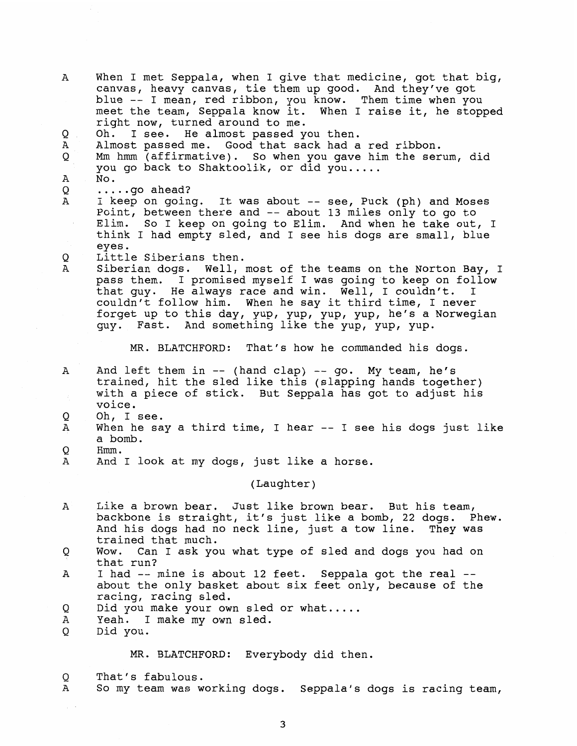A When I met Seppala, when I give that medicine, got that big, canvas, heavy canvas, tie them up good. And they've got blue -- I mean, red ribbon, you know. Them time when you meet the team, Seppala know it. When I raise it, he stopped right now, turned around to me.

Q Oh. I see. He almost passed you then.

A Almost passed me. Good that sack had a red ribbon.

Q Mm hmm (affirmative). So when you gave him the serum, did you go back to Shaktoolik, or did you.....

A No.

Q .....go ahead?

A I keep on going. It was about -- see, Puck (ph) and Moses Point, between there and -- about 13 miles only to go to Elim. So I keep on going to Elim. And when he take out, I think I had empty sled, and I see his dogs are small, blue eyes.

Q Little Siberians then.

A Siberian dogs. Well, most of the teams on the Norton Bay, I pass them. I promised myself I was going to keep on follow that guy. He always race and win. Well, I couldn't. I couldn't follow him. When he say it third time, I never forget up to this day, yup, yup, yup, yup, he's a Norwegian guy. Fast. And something like the yup, yup, yup.

MR. BLATCHFORD: That's how he commanded his dogs.

A And left them in -- (hand clap) -- go. My team, he's trained, hit the sled like this (slapping hands together) with a piece of stick. But Seppala has got to adjust his voice.

Q Oh, I see.

A When he say a third time, I hear -- I see his dogs just like a bomb.

Q Hmm.

A And I look at my dogs, just like a horse.

(Laughter)

A Like a brown bear. Just like brown bear. But his team, backbone is straight, it's just like a bomb, 22 dogs. Phew. And his dogs had no neck line, just a tow line. They was trained that much.

Q Wow. Can I ask you what type of sled and dogs you had on that run?

A I had -- mine is about 12 feet. Seppala got the real -- about the only basket about six feet only, because of the racing, racing sled.

Q Did you make your own sled or what.....

A Yeah. I make my own sled.

Q Did you.

MR. BLATCHFORD: Everybody did then.

Q That's fabulous.

A So my team was working dogs. Seppala's dogs is racing team,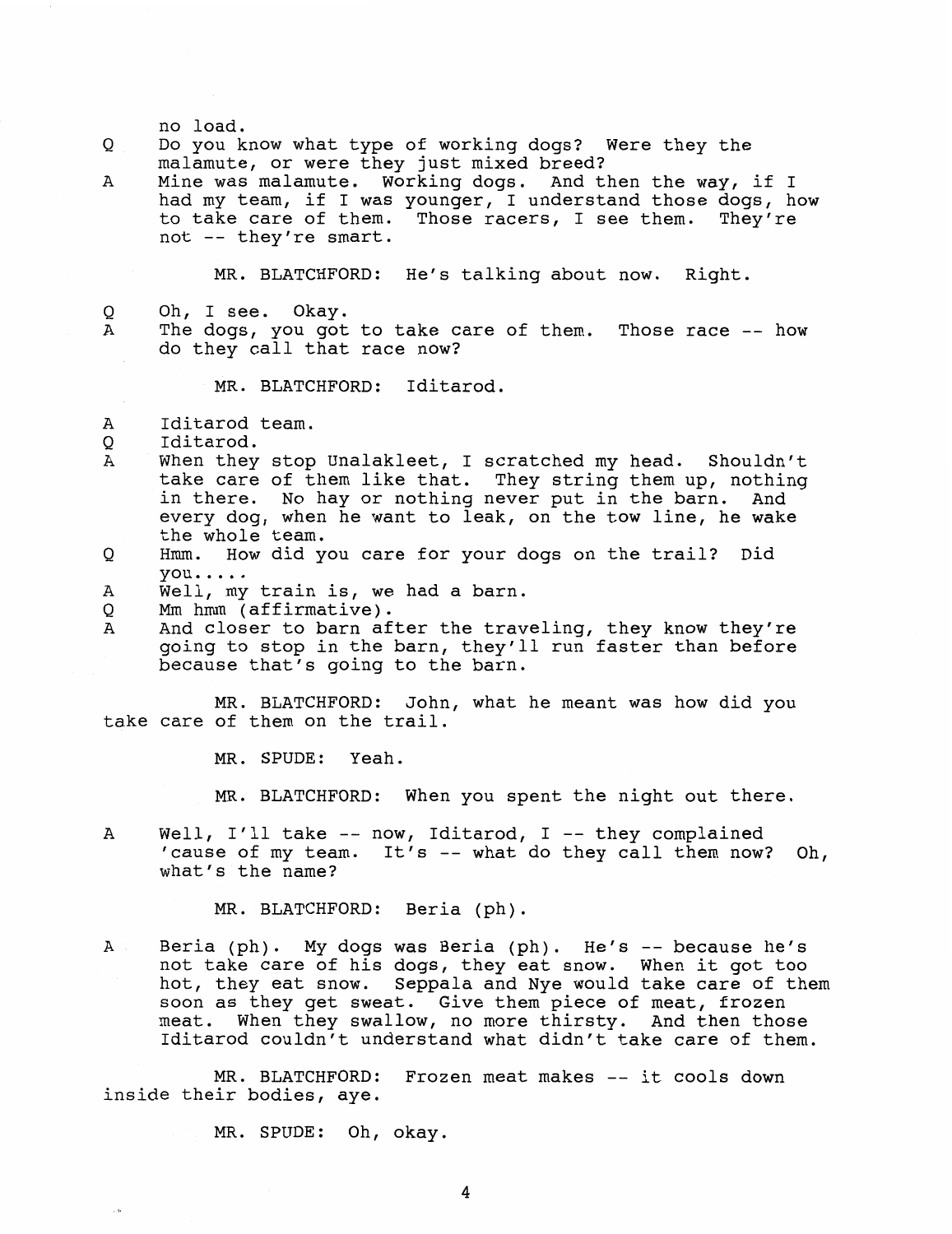no load.

Q Do you know what type of working dogs? Were they the malamute, or were they just mixed breed?

A Mine was malamute. Working dogs. And then the way, if I had my team, if I was younger, I understand those dogs, how to take care of them. Those racers, I see them. They're not -- they're smart.

MR. BLATCHFORD: He's talking about now. Right.

Q Oh, I see. Okay.

A The dogs, you got to take care of them. Those race -- how do they call that race now?

MR. BLATCHFORD: Iditarod.

A Iditarod team.

Q Iditarod.

A When they stop Unalakleet, I scratched my head. Shouldn't take care of them like that. They string them up, nothing in there. No hay or nothing never put in the barn. And every dog, when he want to leak, on the tow line, he wake the whole team.

Q Hmm. How did you care for your dogs on the trail? Did you.....

A Well, my train is, we had a barn.

Q Mm hmm (affirmative).

A And closer to barn after the traveling, they know they're going to stop in the barn, they'll run faster than before because that's going to the barn.

MR. BLATCHFORD: John, what he meant was how did you take care of them on the trail.

MR. SPUDE: Yeah.

MR. BLATCHFORD: When you spent the night out there.

A Well, I'll take -- now, Iditarod, I -- they complained 'cause of my team. It's -- what do they call them now? Oh, what's the name?

MR. BLATCHFORD: Beria (ph).

A Beria (ph). My dogs was Beria (ph). He's -- because he's not take care of his dogs, they eat snow. When it got too hot, they eat snow. Seppala and Nye would take care of them soon as they get sweat. Give them piece of meat, frozen meat. When they swallow, no more thirsty. And then those Iditarod couldn't understand what didn't take care of them.

MR. BLATCHFORD: Frozen meat makes -- it cools down inside their bodies, aye.

MR. SPUDE: Oh, okay.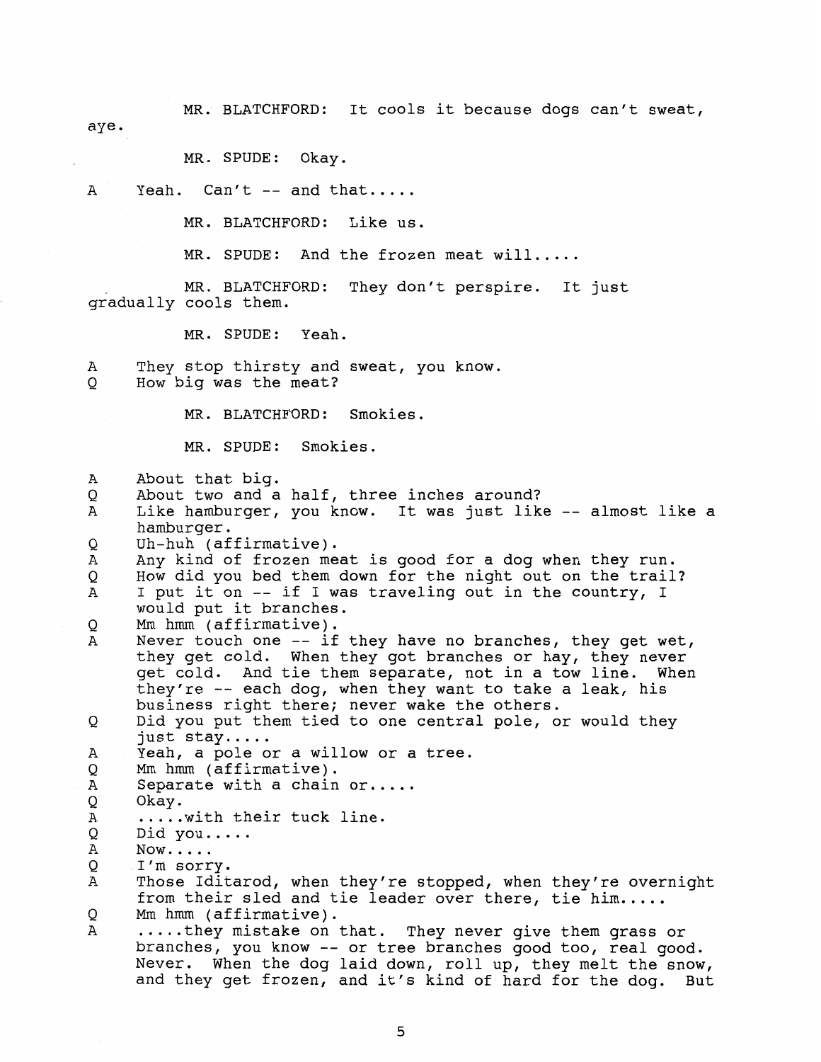MR. BLATCHFORD: It cools it because dogs can't sweat, aye.

MR. SPUDE: Okay.

A Yeah. Can't -- and that.....

MR. BLATCHFORD: Like us.

MR. SPUDE: And the frozen meat will.....

MR. BLATCHFORD: They don't perspire. It just gradually cools them.

MR. SPUDE: Yeah.

A They stop thirsty and sweat, you know.
Q How big was the meat?

MR. BLATCHFORD: Smokies.

MR. SPUDE: Smokies.

A About that big.
Q About two and a half, three inches around?
A Like hamburger, you know. It was just like -- almost like a hamburger.
Q Uh-huh (affirmative).
A Any kind of frozen meat is good for a dog when they run.
Q How did you bed them down for the night out on the trail?
A I put it on -- if I was traveling out in the country, I would put it branches.
Q Mm hmm (affirmative).
A Never touch one -- if they have no branches, they get wet, they get cold. When they got branches or hay, they never get cold. And tie them separate, not in a tow line. When they're -- each dog, when they want to take a leak, his business right there; never wake the others.
Q Did you put them tied to one central pole, or would they just stay.....
A Yeah, a pole or a willow or a tree.
Q Mm hmm (affirmative).
A Separate with a chain or.....
Q Okay.
A .....with their tuck line.
Q Did you.....
A Now.....
Q I'm sorry.
A Those Iditarod, when they're stopped, when they're overnight from their sled and tie leader over there, tie him.....
Q Mm hmm (affirmative).
A .....they mistake on that. They never give them grass or branches, you know -- or tree branches good too, real good. Never. When the dog laid down, roll up, they melt the snow, and they get frozen, and it's kind of hard for the dog. But